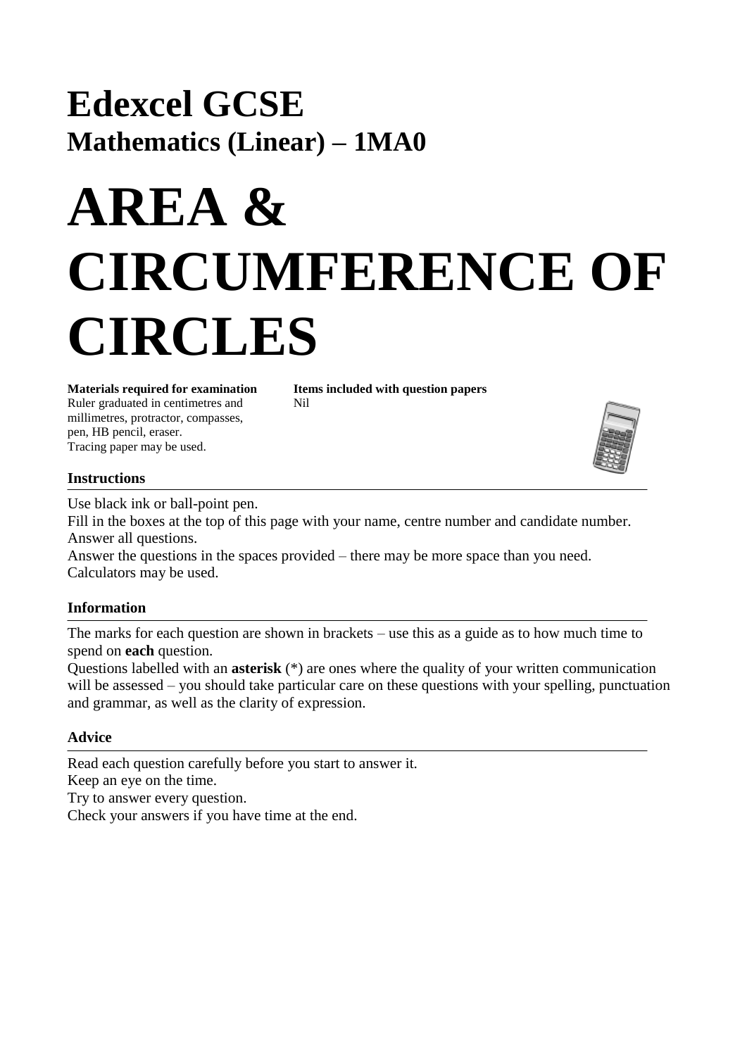# Edexcel GCSE

## Mathematics (Linear) – 1MA0

# AREA & CIRCUMFERENCE OF CIRCLES

**Materials required for examination**
Ruler graduated in centimetres and millimetres, protractor, compasses, pen, HB pencil, eraser.
Tracing paper may be used.

**Items included with question papers**
Nil

### Instructions

Use black ink or ball-point pen.
Fill in the boxes at the top of this page with your name, centre number and candidate number.
Answer all questions.
Answer the questions in the spaces provided – there may be more space than you need.
Calculators may be used.

### Information

The marks for each question are shown in brackets – use this as a guide as to how much time to spend on **each** question.
Questions labelled with an **asterisk** (*) are ones where the quality of your written communication will be assessed – you should take particular care on these questions with your spelling, punctuation and grammar, as well as the clarity of expression.

### Advice

Read each question carefully before you start to answer it.
Keep an eye on the time.
Try to answer every question.
Check your answers if you have time at the end.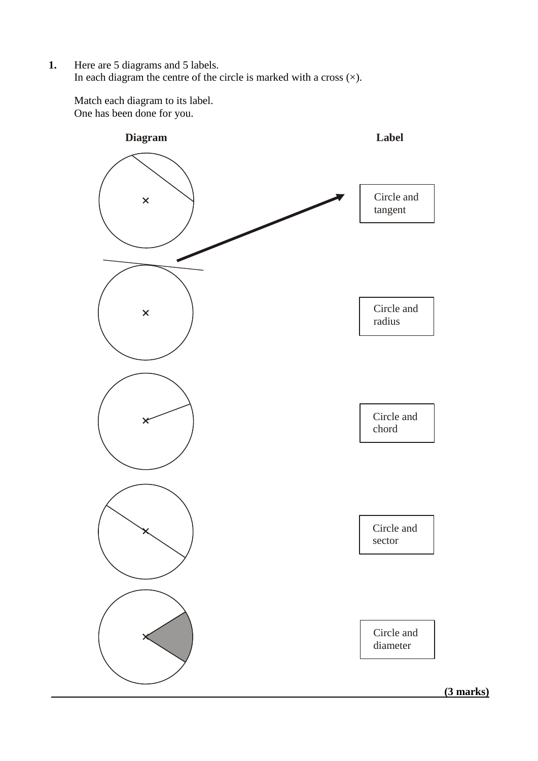**1.** Here are 5 diagrams and 5 labels.
In each diagram the centre of the circle is marked with a cross (×).

Match each diagram to its label.
One has been done for you.

| Diagram | Label |
|---|---|
| | Circle and tangent |
| | Circle and radius |
| | Circle and chord |
| | Circle and sector |
| | Circle and diameter |

**(3 marks)**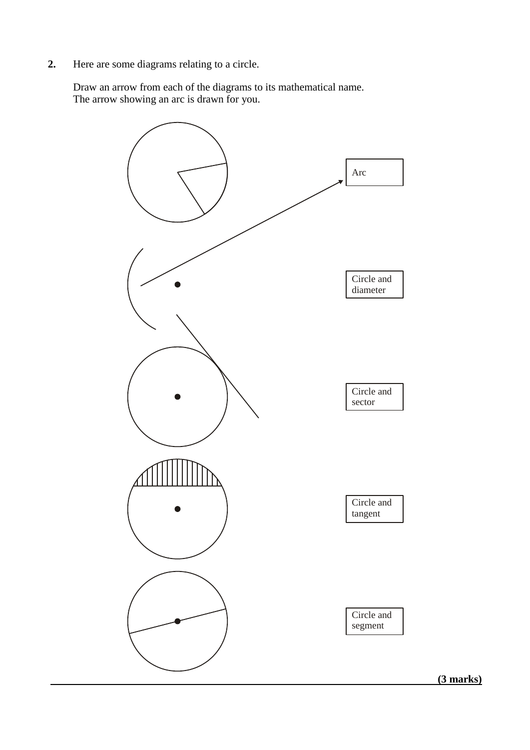**2.** Here are some diagrams relating to a circle.

Draw an arrow from each of the diagrams to its mathematical name.
The arrow showing an arc is drawn for you.

Arc

Circle and diameter

Circle and sector

Circle and tangent

Circle and segment

**(3 marks)**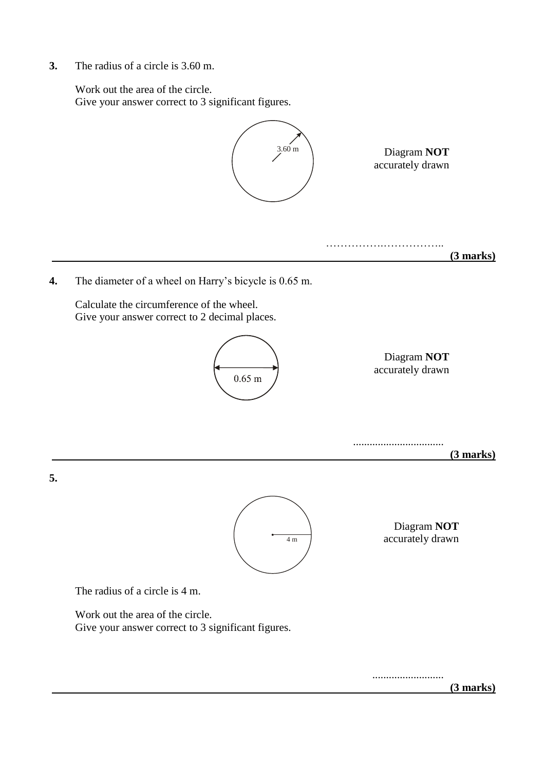**3.** The radius of a circle is 3.60 m.

Work out the area of the circle.
Give your answer correct to 3 significant figures.

3.60 m

Diagram **NOT** accurately drawn

……………..……………..

**(3 marks)**

---

**4.** The diameter of a wheel on Harry's bicycle is 0.65 m.

Calculate the circumference of the wheel.
Give your answer correct to 2 decimal places.

0.65 m

Diagram **NOT** accurately drawn

................................

**(3 marks)**

---

**5.**

4 m

Diagram **NOT** accurately drawn

The radius of a circle is 4 m.

Work out the area of the circle.
Give your answer correct to 3 significant figures.

..........................

**(3 marks)**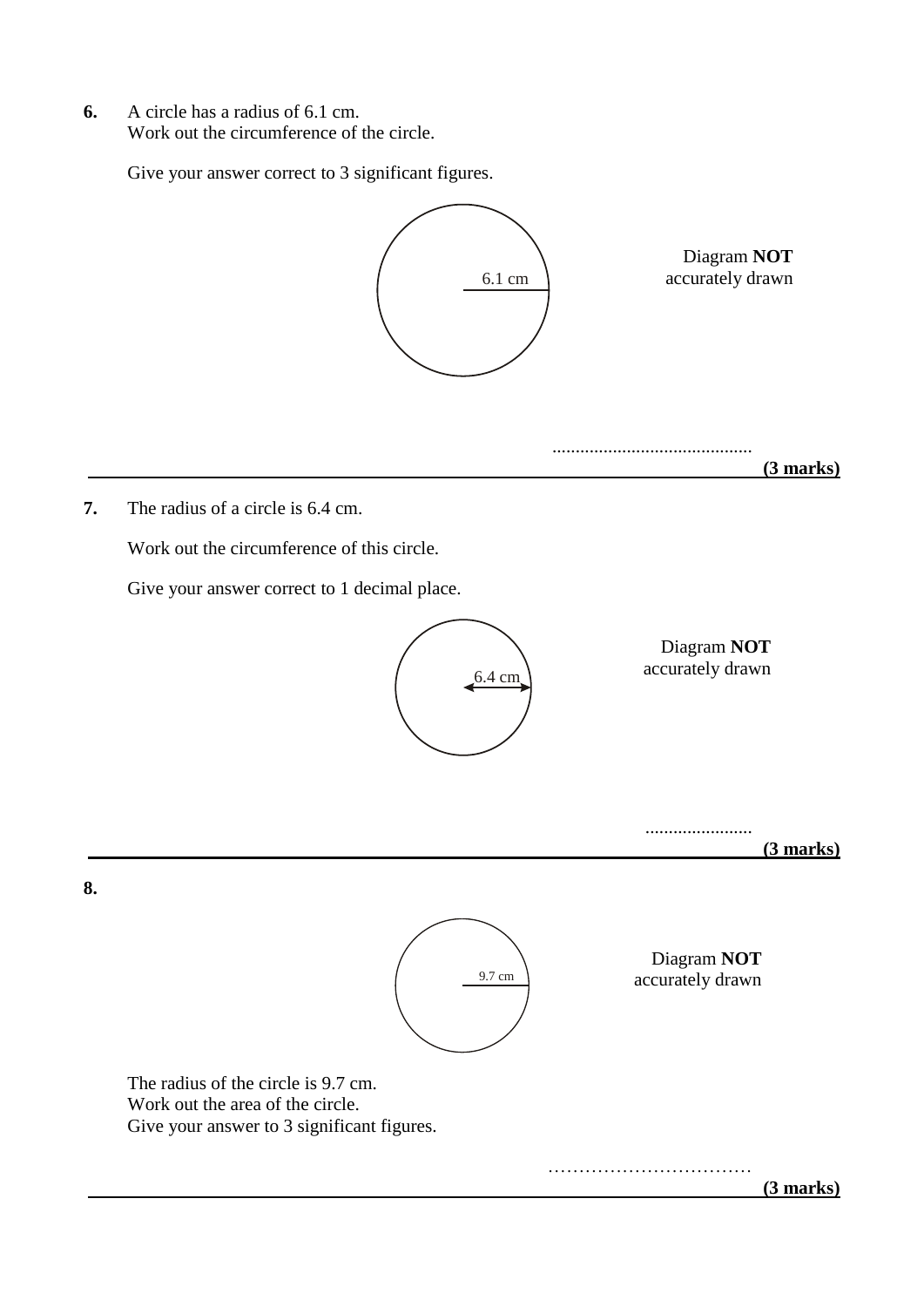**6.** A circle has a radius of 6.1 cm.
Work out the circumference of the circle.

Give your answer correct to 3 significant figures.

6.1 cm

Diagram **NOT** accurately drawn

...........................................

**(3 marks)**

---

**7.** The radius of a circle is 6.4 cm.

Work out the circumference of this circle.

Give your answer correct to 1 decimal place.

6.4 cm

Diagram **NOT** accurately drawn

.......................

**(3 marks)**

---

**8.**

9.7 cm

Diagram **NOT** accurately drawn

The radius of the circle is 9.7 cm.
Work out the area of the circle.
Give your answer to 3 significant figures.

……………………………

**(3 marks)**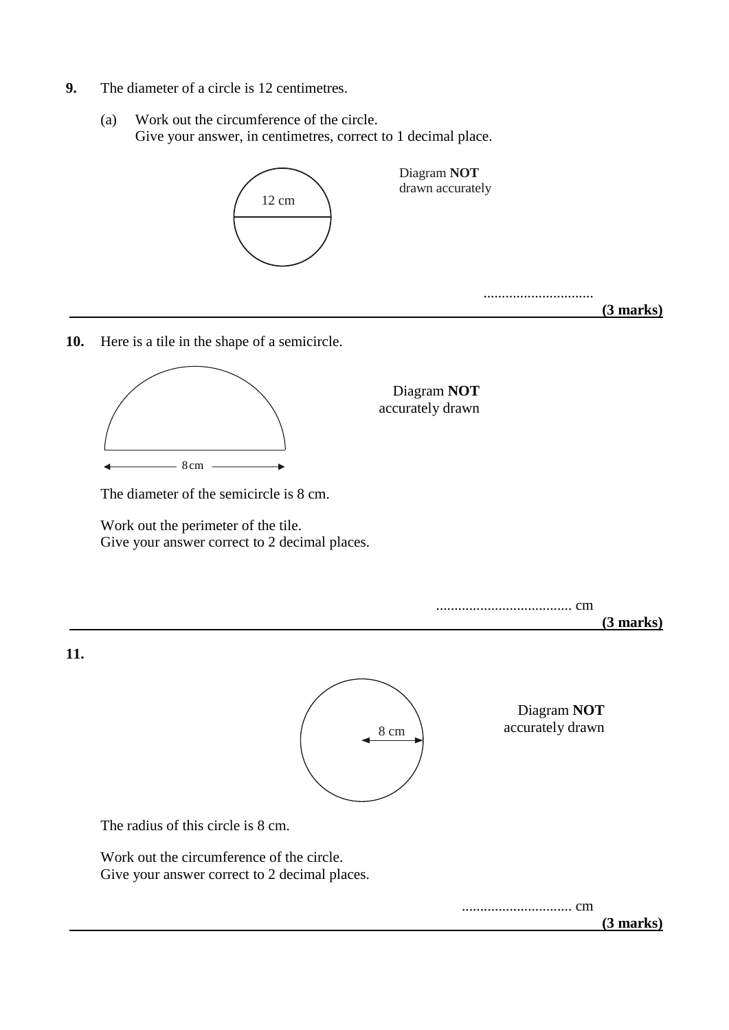**9.** The diameter of a circle is 12 centimetres.

(a) Work out the circumference of the circle.
Give your answer, in centimetres, correct to 1 decimal place.

12 cm

Diagram **NOT** drawn accurately

..............................

**(3 marks)**

---

**10.** Here is a tile in the shape of a semicircle.

8 cm

Diagram **NOT** accurately drawn

The diameter of the semicircle is 8 cm.

Work out the perimeter of the tile.
Give your answer correct to 2 decimal places.

..................................... cm

**(3 marks)**

---

**11.**

8 cm

Diagram **NOT** accurately drawn

The radius of this circle is 8 cm.

Work out the circumference of the circle.
Give your answer correct to 2 decimal places.

.............................. cm

**(3 marks)**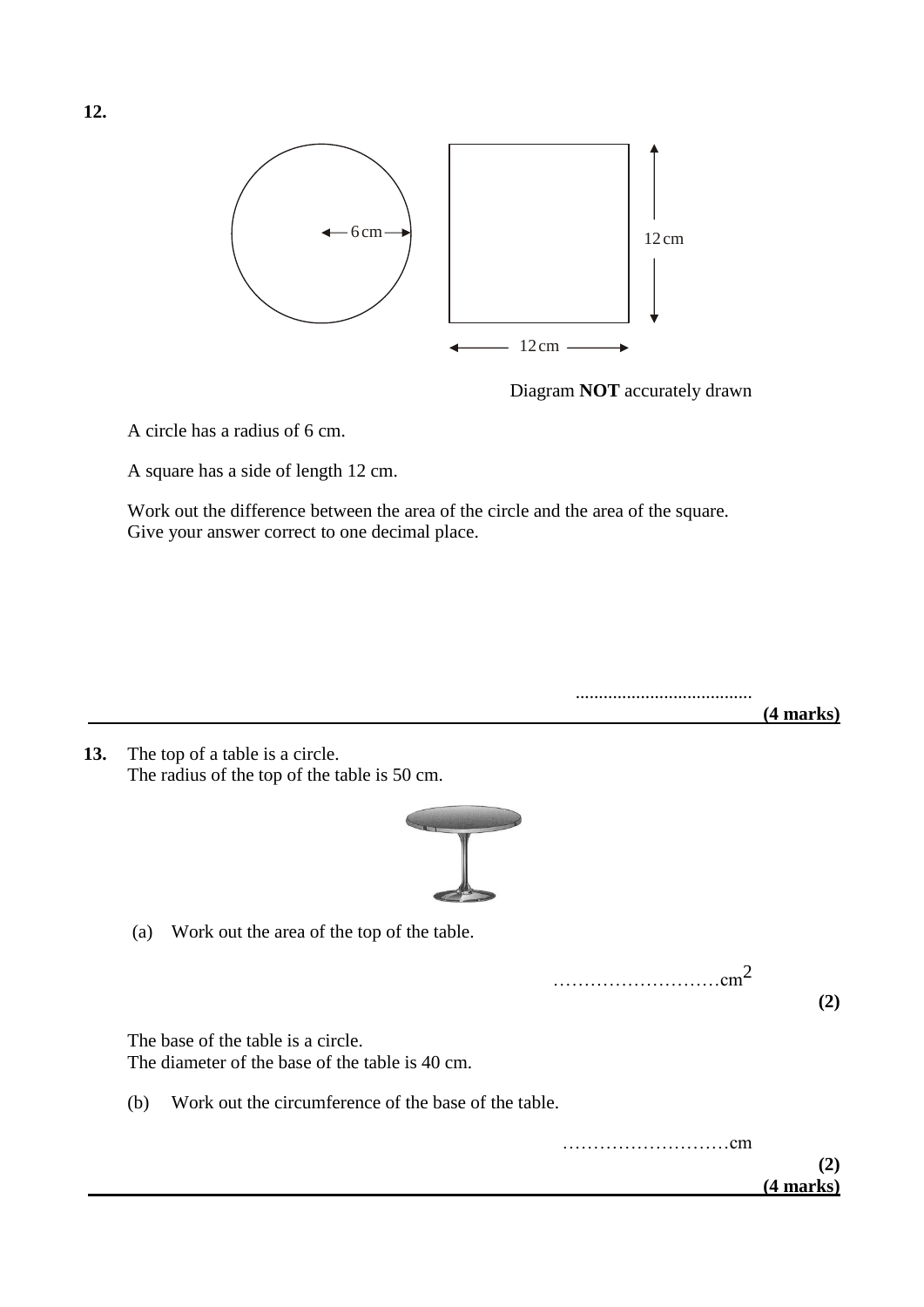**12.**

Diagram **NOT** accurately drawn

A circle has a radius of 6 cm.

A square has a side of length 12 cm.

Work out the difference between the area of the circle and the area of the square.
Give your answer correct to one decimal place.

......................................

**(4 marks)**

---

**13.** The top of a table is a circle.
The radius of the top of the table is 50 cm.

(a) Work out the area of the top of the table.

……………………… $cm^2$

**(2)**

The base of the table is a circle.
The diameter of the base of the table is 40 cm.

(b) Work out the circumference of the base of the table.

……………………… cm

**(2)**

**(4 marks)**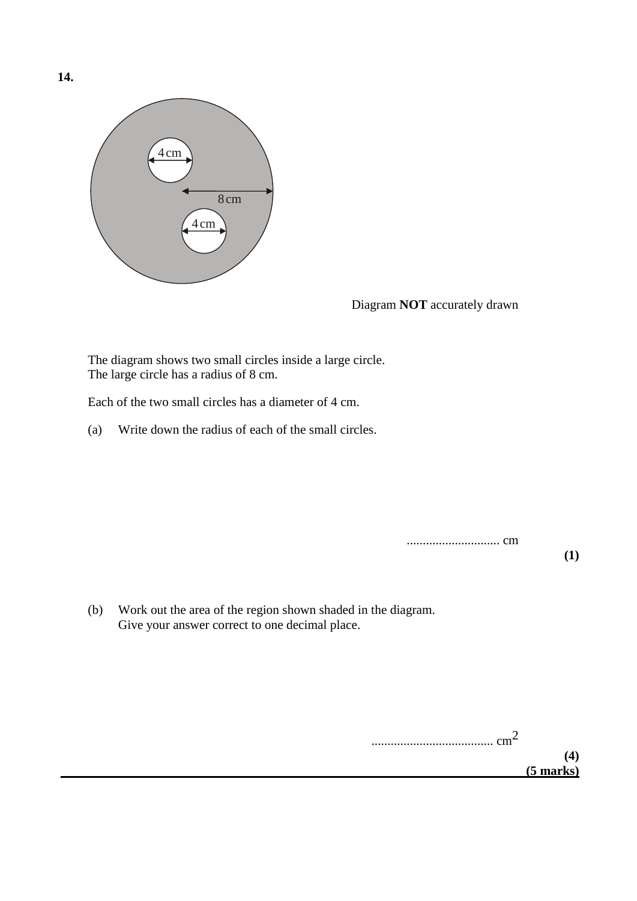**14.**

4 cm

8 cm

4 cm

Diagram **NOT** accurately drawn

The diagram shows two small circles inside a large circle.
The large circle has a radius of 8 cm.

Each of the two small circles has a diameter of 4 cm.

(a) Write down the radius of each of the small circles.

............................ cm

**(1)**

(b) Work out the area of the region shown shaded in the diagram.
Give your answer correct to one decimal place.

..................................... $cm^2$

**(4)**

**(5 marks)**